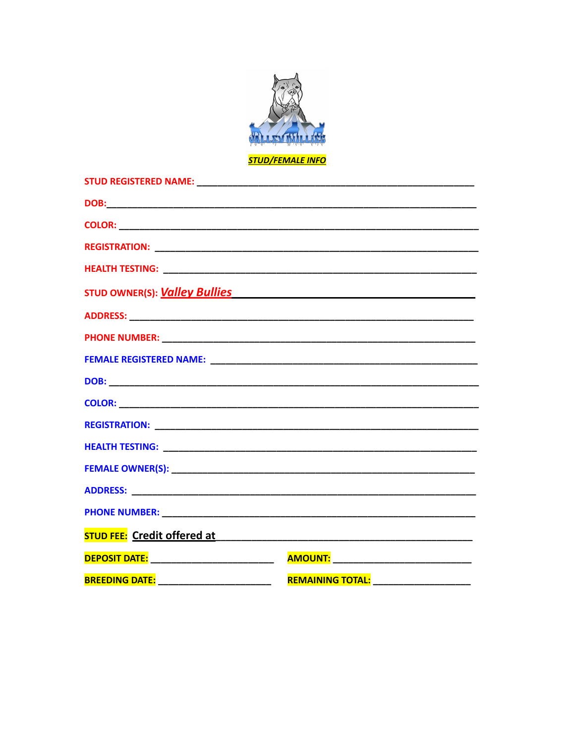***STUD/FEMALE INFO***

**STUD REGISTERED NAME:** ___________________________________________________

**DOB:**___________________________________________________________________

**COLOR:** _________________________________________________________________

**REGISTRATION:** ___________________________________________________________

**HEALTH TESTING:** _________________________________________________________

**STUD OWNER(S):** ***Valley Bullies***_____________________________________________

**ADDRESS:** _______________________________________________________________

**PHONE NUMBER:** __________________________________________________________

**FEMALE REGISTERED NAME:** ________________________________________________

**DOB:** __________________________________________________________________

**COLOR:** _________________________________________________________________

**REGISTRATION:** ___________________________________________________________

**HEALTH TESTING:** _________________________________________________________

**FEMALE OWNER(S):** ________________________________________________________

**ADDRESS:** _______________________________________________________________

**PHONE NUMBER:** __________________________________________________________

**STUD FEE:** Credit offered at_____________________________________________

**DEPOSIT DATE:** _______________________ **AMOUNT:** __________________________

**BREEDING DATE:** _____________________ **REMAINING TOTAL:** __________________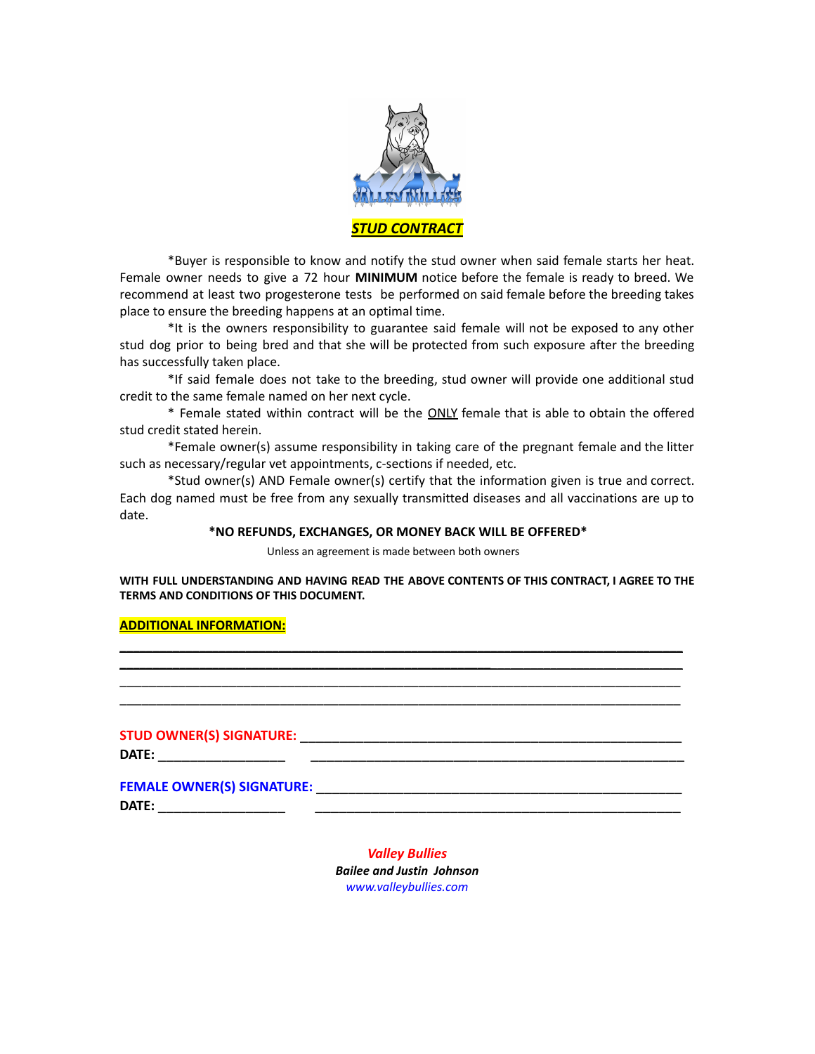## ***STUD CONTRACT***

*Buyer is responsible to know and notify the stud owner when said female starts her heat. Female owner needs to give a 72 hour **MINIMUM** notice before the female is ready to breed. We recommend at least two progesterone tests be performed on said female before the breeding takes place to ensure the breeding happens at an optimal time.

*It is the owners responsibility to guarantee said female will not be exposed to any other stud dog prior to being bred and that she will be protected from such exposure after the breeding has successfully taken place.

*If said female does not take to the breeding, stud owner will provide one additional stud credit to the same female named on her next cycle.

* Female stated within contract will be the ONLY female that is able to obtain the offered stud credit stated herein.

*Female owner(s) assume responsibility in taking care of the pregnant female and the litter such as necessary/regular vet appointments, c-sections if needed, etc.

*Stud owner(s) AND Female owner(s) certify that the information given is true and correct. Each dog named must be free from any sexually transmitted diseases and all vaccinations are up to date.

**\*NO REFUNDS, EXCHANGES, OR MONEY BACK WILL BE OFFERED\***

Unless an agreement is made between both owners

**WITH FULL UNDERSTANDING AND HAVING READ THE ABOVE CONTENTS OF THIS CONTRACT, I AGREE TO THE TERMS AND CONDITIONS OF THIS DOCUMENT.**

**ADDITIONAL INFORMATION:**

________________________________________________________________________________

________________________________________________________________________________

________________________________________________________________________________

________________________________________________________________________________

**STUD OWNER(S) SIGNATURE:** ______________________________________________________

**DATE:** __________________ ______________________________________________________

**FEMALE OWNER(S) SIGNATURE:** ____________________________________________________

**DATE:** __________________ ______________________________________________________

***Valley Bullies***

***Bailee and Justin Johnson***

*www.valleybullies.com*